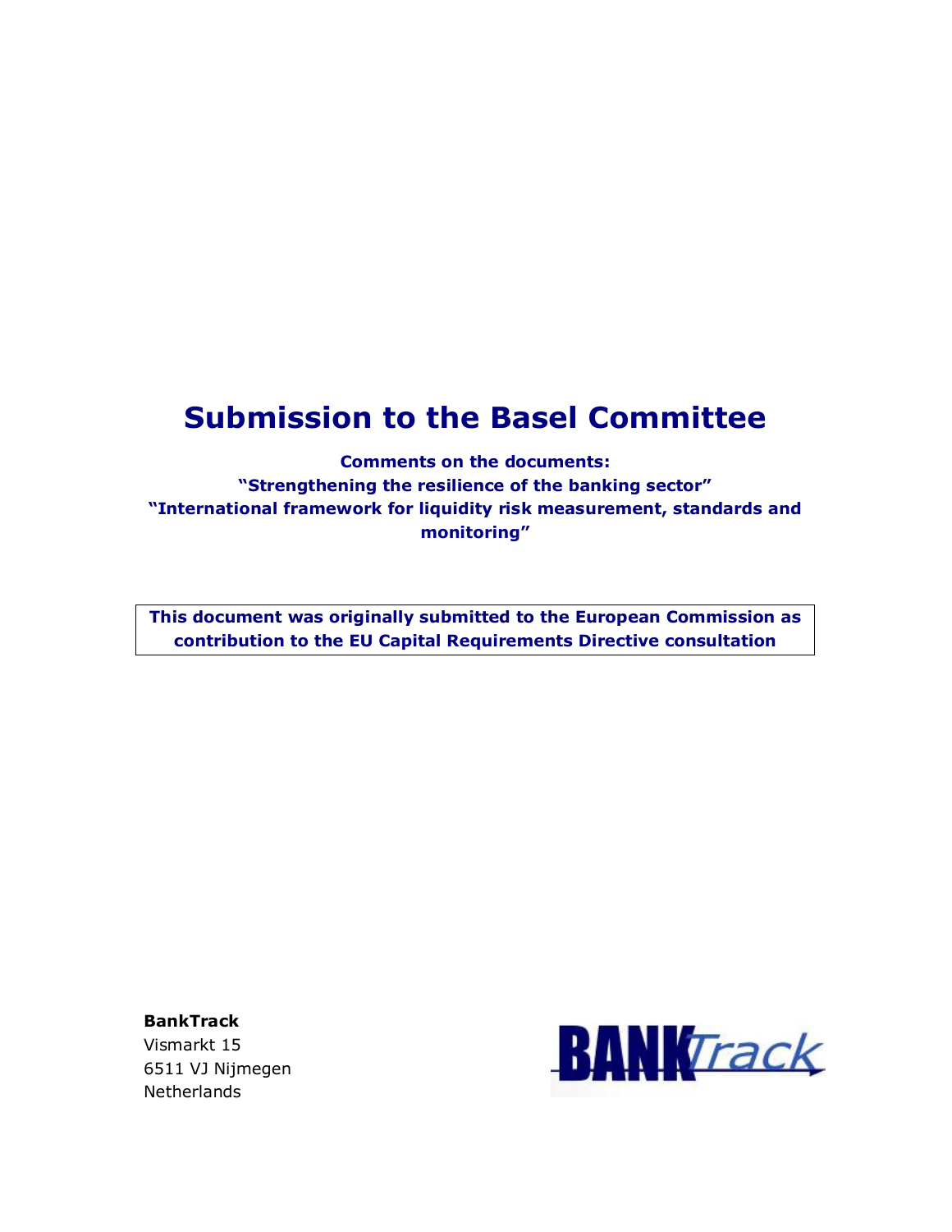# Submission to the Basel Committee

**Comments on the documents:**
**"Strengthening the resilience of the banking sector"**
**"International framework for liquidity risk measurement, standards and monitoring"**

**This document was originally submitted to the European Commission as contribution to the EU Capital Requirements Directive consultation**

**BankTrack**
Vismarkt 15
6511 VJ Nijmegen
Netherlands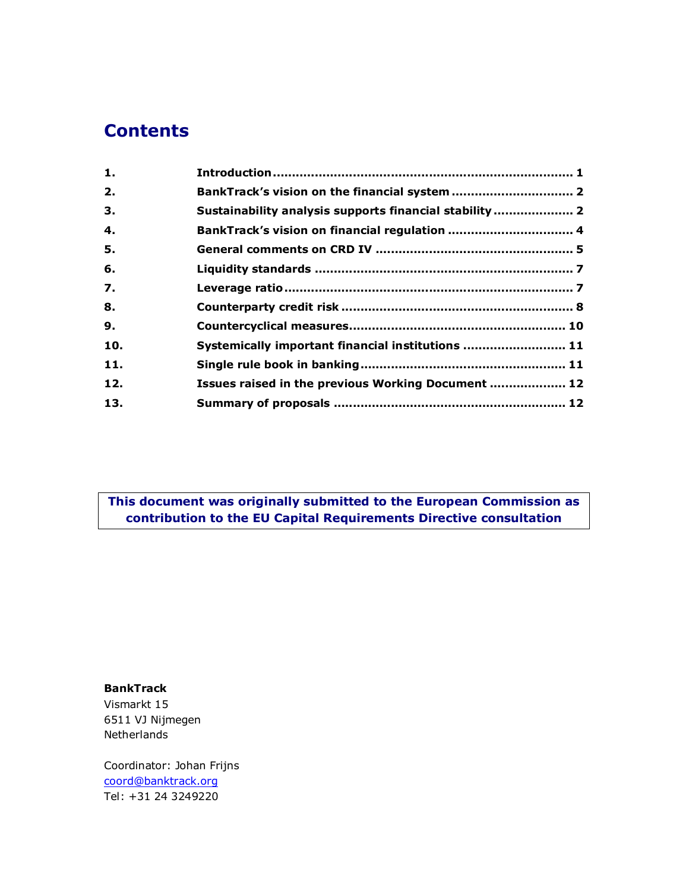# Contents

| | | |
|---|---|---|
| 1. | Introduction | 1 |
| 2. | BankTrack's vision on the financial system | 2 |
| 3. | Sustainability analysis supports financial stability | 2 |
| 4. | BankTrack's vision on financial regulation | 4 |
| 5. | General comments on CRD IV | 5 |
| 6. | Liquidity standards | 7 |
| 7. | Leverage ratio | 7 |
| 8. | Counterparty credit risk | 8 |
| 9. | Countercyclical measures | 10 |
| 10. | Systemically important financial institutions | 11 |
| 11. | Single rule book in banking | 11 |
| 12. | Issues raised in the previous Working Document | 12 |
| 13. | Summary of proposals | 12 |

**This document was originally submitted to the European Commission as contribution to the EU Capital Requirements Directive consultation**

**BankTrack**
Vismarkt 15
6511 VJ Nijmegen
Netherlands

Coordinator: Johan Frijns
coord@banktrack.org
Tel: +31 24 3249220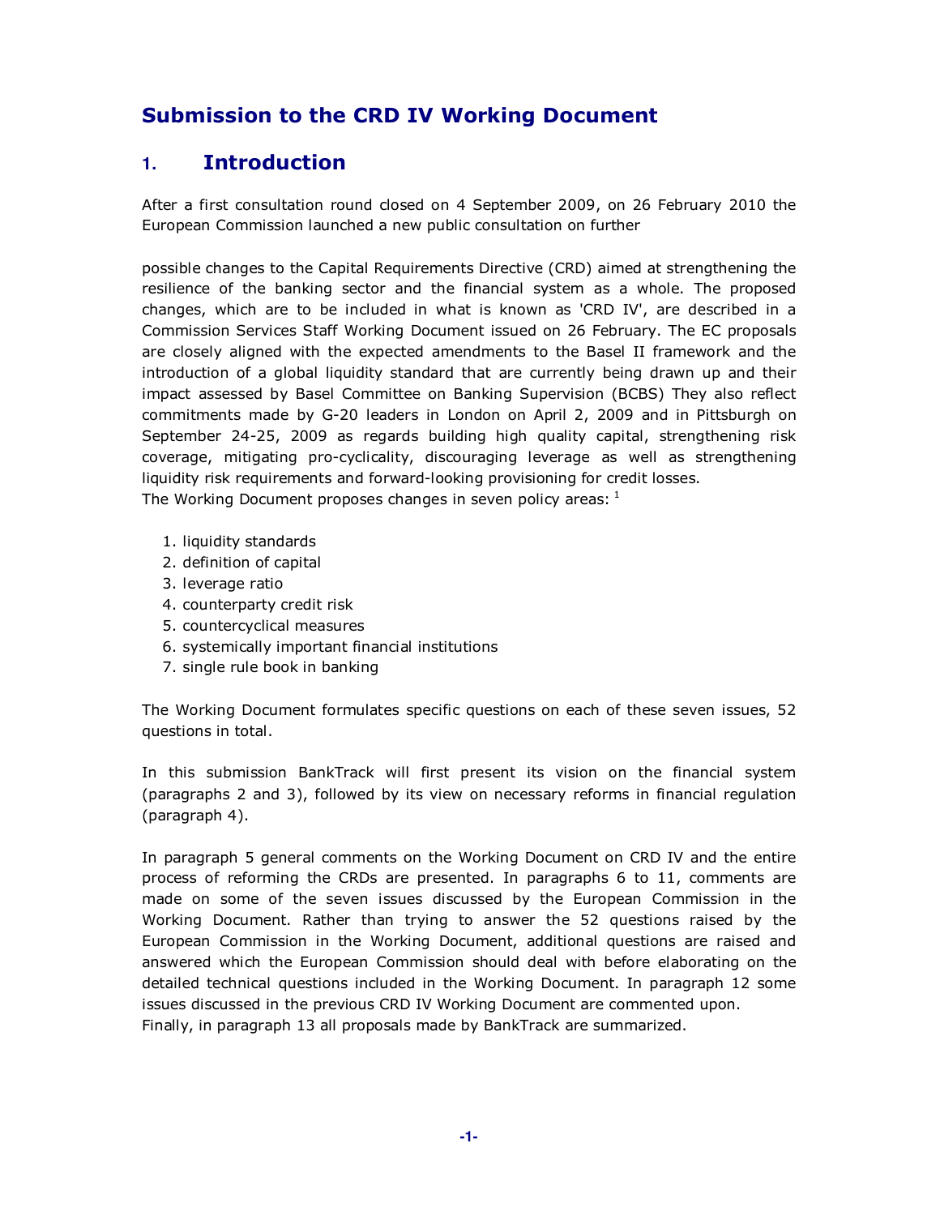## Submission to the CRD IV Working Document

## 1. Introduction

After a first consultation round closed on 4 September 2009, on 26 February 2010 the European Commission launched a new public consultation on further

possible changes to the Capital Requirements Directive (CRD) aimed at strengthening the resilience of the banking sector and the financial system as a whole. The proposed changes, which are to be included in what is known as 'CRD IV', are described in a Commission Services Staff Working Document issued on 26 February. The EC proposals are closely aligned with the expected amendments to the Basel II framework and the introduction of a global liquidity standard that are currently being drawn up and their impact assessed by Basel Committee on Banking Supervision (BCBS) They also reflect commitments made by G-20 leaders in London on April 2, 2009 and in Pittsburgh on September 24-25, 2009 as regards building high quality capital, strengthening risk coverage, mitigating pro-cyclicality, discouraging leverage as well as strengthening liquidity risk requirements and forward-looking provisioning for credit losses.
The Working Document proposes changes in seven policy areas: [1]

1. liquidity standards
2. definition of capital
3. leverage ratio
4. counterparty credit risk
5. countercyclical measures
6. systemically important financial institutions
7. single rule book in banking

The Working Document formulates specific questions on each of these seven issues, 52 questions in total.

In this submission BankTrack will first present its vision on the financial system (paragraphs 2 and 3), followed by its view on necessary reforms in financial regulation (paragraph 4).

In paragraph 5 general comments on the Working Document on CRD IV and the entire process of reforming the CRDs are presented. In paragraphs 6 to 11, comments are made on some of the seven issues discussed by the European Commission in the Working Document. Rather than trying to answer the 52 questions raised by the European Commission in the Working Document, additional questions are raised and answered which the European Commission should deal with before elaborating on the detailed technical questions included in the Working Document. In paragraph 12 some issues discussed in the previous CRD IV Working Document are commented upon.
Finally, in paragraph 13 all proposals made by BankTrack are summarized.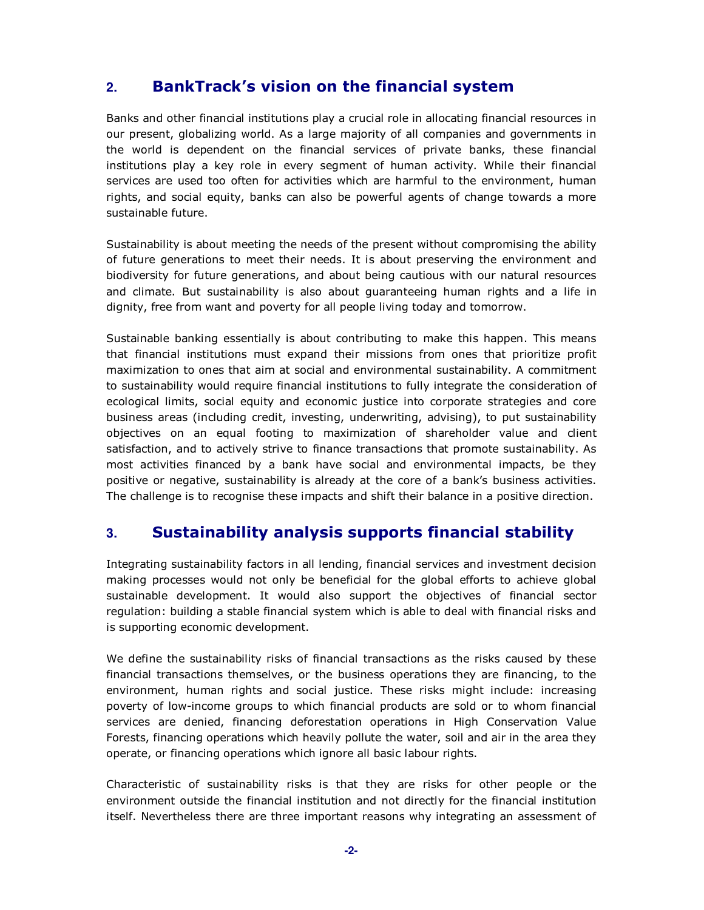## 2. BankTrack's vision on the financial system

Banks and other financial institutions play a crucial role in allocating financial resources in our present, globalizing world. As a large majority of all companies and governments in the world is dependent on the financial services of private banks, these financial institutions play a key role in every segment of human activity. While their financial services are used too often for activities which are harmful to the environment, human rights, and social equity, banks can also be powerful agents of change towards a more sustainable future.

Sustainability is about meeting the needs of the present without compromising the ability of future generations to meet their needs. It is about preserving the environment and biodiversity for future generations, and about being cautious with our natural resources and climate. But sustainability is also about guaranteeing human rights and a life in dignity, free from want and poverty for all people living today and tomorrow.

Sustainable banking essentially is about contributing to make this happen. This means that financial institutions must expand their missions from ones that prioritize profit maximization to ones that aim at social and environmental sustainability. A commitment to sustainability would require financial institutions to fully integrate the consideration of ecological limits, social equity and economic justice into corporate strategies and core business areas (including credit, investing, underwriting, advising), to put sustainability objectives on an equal footing to maximization of shareholder value and client satisfaction, and to actively strive to finance transactions that promote sustainability. As most activities financed by a bank have social and environmental impacts, be they positive or negative, sustainability is already at the core of a bank's business activities. The challenge is to recognise these impacts and shift their balance in a positive direction.

## 3. Sustainability analysis supports financial stability

Integrating sustainability factors in all lending, financial services and investment decision making processes would not only be beneficial for the global efforts to achieve global sustainable development. It would also support the objectives of financial sector regulation: building a stable financial system which is able to deal with financial risks and is supporting economic development.

We define the sustainability risks of financial transactions as the risks caused by these financial transactions themselves, or the business operations they are financing, to the environment, human rights and social justice. These risks might include: increasing poverty of low-income groups to which financial products are sold or to whom financial services are denied, financing deforestation operations in High Conservation Value Forests, financing operations which heavily pollute the water, soil and air in the area they operate, or financing operations which ignore all basic labour rights.

Characteristic of sustainability risks is that they are risks for other people or the environment outside the financial institution and not directly for the financial institution itself. Nevertheless there are three important reasons why integrating an assessment of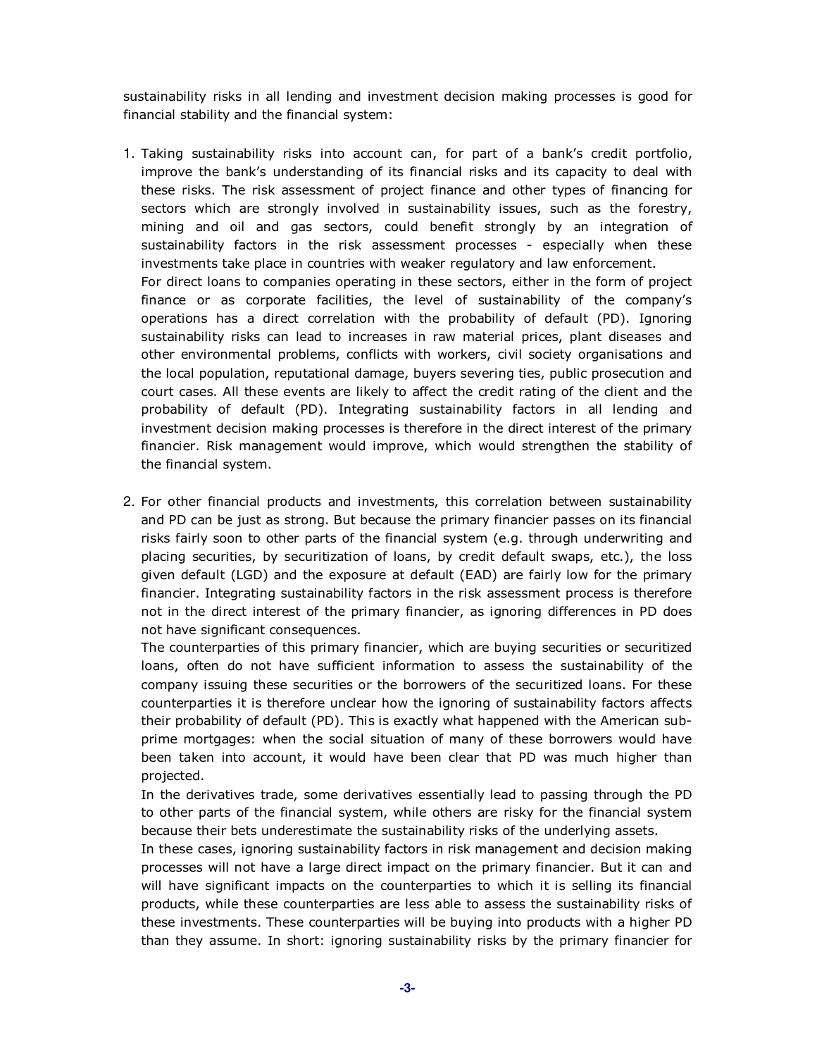sustainability risks in all lending and investment decision making processes is good for financial stability and the financial system:

1. Taking sustainability risks into account can, for part of a bank's credit portfolio, improve the bank's understanding of its financial risks and its capacity to deal with these risks. The risk assessment of project finance and other types of financing for sectors which are strongly involved in sustainability issues, such as the forestry, mining and oil and gas sectors, could benefit strongly by an integration of sustainability factors in the risk assessment processes - especially when these investments take place in countries with weaker regulatory and law enforcement.

   For direct loans to companies operating in these sectors, either in the form of project finance or as corporate facilities, the level of sustainability of the company's operations has a direct correlation with the probability of default (PD). Ignoring sustainability risks can lead to increases in raw material prices, plant diseases and other environmental problems, conflicts with workers, civil society organisations and the local population, reputational damage, buyers severing ties, public prosecution and court cases. All these events are likely to affect the credit rating of the client and the probability of default (PD). Integrating sustainability factors in all lending and investment decision making processes is therefore in the direct interest of the primary financier. Risk management would improve, which would strengthen the stability of the financial system.

2. For other financial products and investments, this correlation between sustainability and PD can be just as strong. But because the primary financier passes on its financial risks fairly soon to other parts of the financial system (e.g. through underwriting and placing securities, by securitization of loans, by credit default swaps, etc.), the loss given default (LGD) and the exposure at default (EAD) are fairly low for the primary financier. Integrating sustainability factors in the risk assessment process is therefore not in the direct interest of the primary financier, as ignoring differences in PD does not have significant consequences.

   The counterparties of this primary financier, which are buying securities or securitized loans, often do not have sufficient information to assess the sustainability of the company issuing these securities or the borrowers of the securitized loans. For these counterparties it is therefore unclear how the ignoring of sustainability factors affects their probability of default (PD). This is exactly what happened with the American sub-prime mortgages: when the social situation of many of these borrowers would have been taken into account, it would have been clear that PD was much higher than projected.

   In the derivatives trade, some derivatives essentially lead to passing through the PD to other parts of the financial system, while others are risky for the financial system because their bets underestimate the sustainability risks of the underlying assets.

   In these cases, ignoring sustainability factors in risk management and decision making processes will not have a large direct impact on the primary financier. But it can and will have significant impacts on the counterparties to which it is selling its financial products, while these counterparties are less able to assess the sustainability risks of these investments. These counterparties will be buying into products with a higher PD than they assume. In short: ignoring sustainability risks by the primary financier for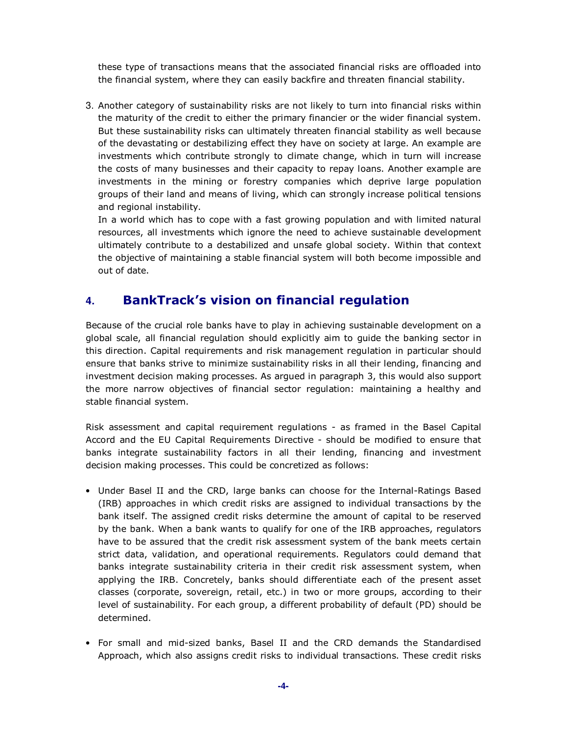these type of transactions means that the associated financial risks are offloaded into the financial system, where they can easily backfire and threaten financial stability.

3. Another category of sustainability risks are not likely to turn into financial risks within the maturity of the credit to either the primary financier or the wider financial system. But these sustainability risks can ultimately threaten financial stability as well because of the devastating or destabilizing effect they have on society at large. An example are investments which contribute strongly to climate change, which in turn will increase the costs of many businesses and their capacity to repay loans. Another example are investments in the mining or forestry companies which deprive large population groups of their land and means of living, which can strongly increase political tensions and regional instability.
   In a world which has to cope with a fast growing population and with limited natural resources, all investments which ignore the need to achieve sustainable development ultimately contribute to a destabilized and unsafe global society. Within that context the objective of maintaining a stable financial system will both become impossible and out of date.

## 4. BankTrack's vision on financial regulation

Because of the crucial role banks have to play in achieving sustainable development on a global scale, all financial regulation should explicitly aim to guide the banking sector in this direction. Capital requirements and risk management regulation in particular should ensure that banks strive to minimize sustainability risks in all their lending, financing and investment decision making processes. As argued in paragraph 3, this would also support the more narrow objectives of financial sector regulation: maintaining a healthy and stable financial system.

Risk assessment and capital requirement regulations - as framed in the Basel Capital Accord and the EU Capital Requirements Directive - should be modified to ensure that banks integrate sustainability factors in all their lending, financing and investment decision making processes. This could be concretized as follows:

- Under Basel II and the CRD, large banks can choose for the Internal-Ratings Based (IRB) approaches in which credit risks are assigned to individual transactions by the bank itself. The assigned credit risks determine the amount of capital to be reserved by the bank. When a bank wants to qualify for one of the IRB approaches, regulators have to be assured that the credit risk assessment system of the bank meets certain strict data, validation, and operational requirements. Regulators could demand that banks integrate sustainability criteria in their credit risk assessment system, when applying the IRB. Concretely, banks should differentiate each of the present asset classes (corporate, sovereign, retail, etc.) in two or more groups, according to their level of sustainability. For each group, a different probability of default (PD) should be determined.

- For small and mid-sized banks, Basel II and the CRD demands the Standardised Approach, which also assigns credit risks to individual transactions. These credit risks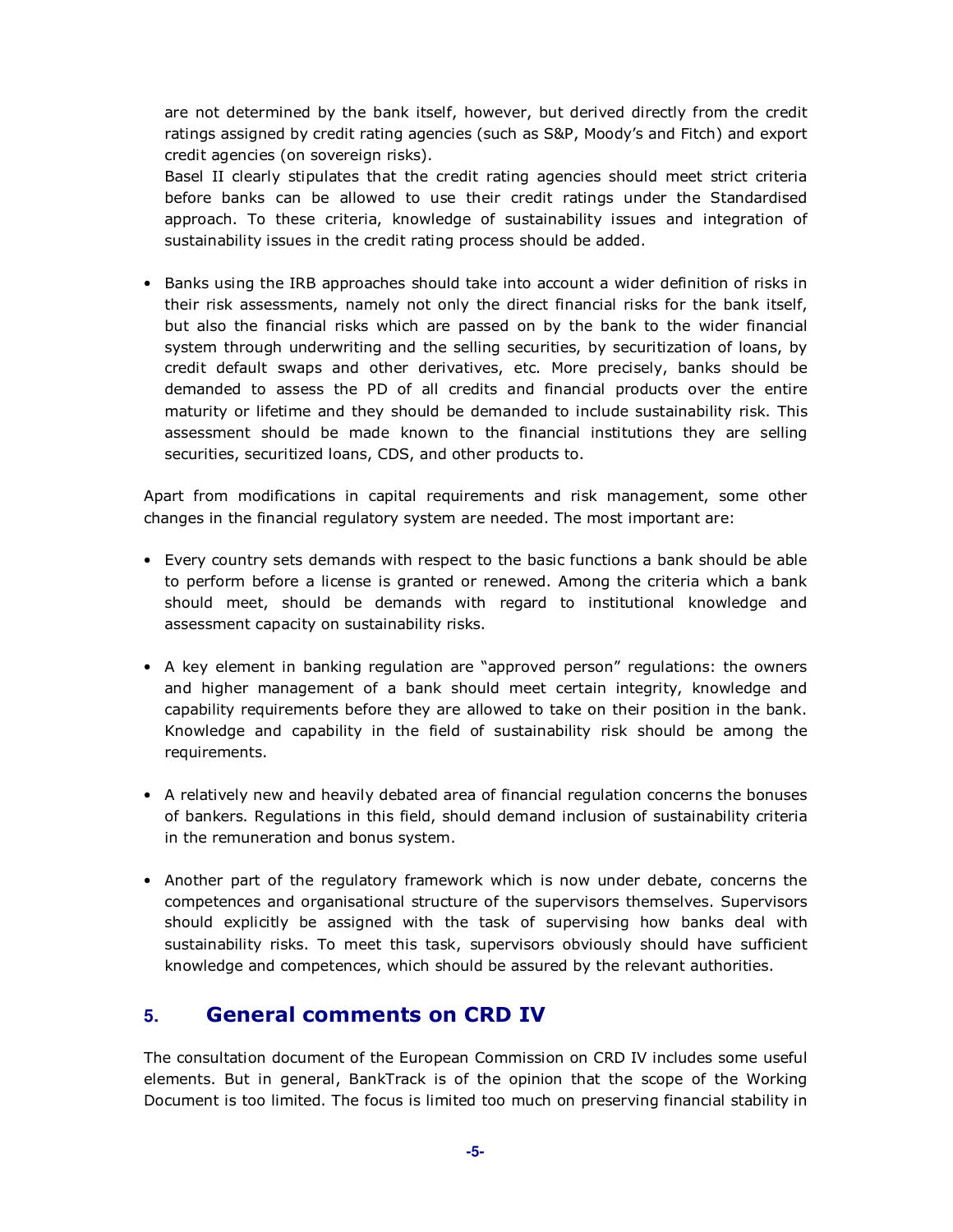are not determined by the bank itself, however, but derived directly from the credit ratings assigned by credit rating agencies (such as S&P, Moody's and Fitch) and export credit agencies (on sovereign risks).

Basel II clearly stipulates that the credit rating agencies should meet strict criteria before banks can be allowed to use their credit ratings under the Standardised approach. To these criteria, knowledge of sustainability issues and integration of sustainability issues in the credit rating process should be added.

- Banks using the IRB approaches should take into account a wider definition of risks in their risk assessments, namely not only the direct financial risks for the bank itself, but also the financial risks which are passed on by the bank to the wider financial system through underwriting and the selling securities, by securitization of loans, by credit default swaps and other derivatives, etc. More precisely, banks should be demanded to assess the PD of all credits and financial products over the entire maturity or lifetime and they should be demanded to include sustainability risk. This assessment should be made known to the financial institutions they are selling securities, securitized loans, CDS, and other products to.

Apart from modifications in capital requirements and risk management, some other changes in the financial regulatory system are needed. The most important are:

- Every country sets demands with respect to the basic functions a bank should be able to perform before a license is granted or renewed. Among the criteria which a bank should meet, should be demands with regard to institutional knowledge and assessment capacity on sustainability risks.

- A key element in banking regulation are "approved person" regulations: the owners and higher management of a bank should meet certain integrity, knowledge and capability requirements before they are allowed to take on their position in the bank. Knowledge and capability in the field of sustainability risk should be among the requirements.

- A relatively new and heavily debated area of financial regulation concerns the bonuses of bankers. Regulations in this field, should demand inclusion of sustainability criteria in the remuneration and bonus system.

- Another part of the regulatory framework which is now under debate, concerns the competences and organisational structure of the supervisors themselves. Supervisors should explicitly be assigned with the task of supervising how banks deal with sustainability risks. To meet this task, supervisors obviously should have sufficient knowledge and competences, which should be assured by the relevant authorities.

## 5. General comments on CRD IV

The consultation document of the European Commission on CRD IV includes some useful elements. But in general, BankTrack is of the opinion that the scope of the Working Document is too limited. The focus is limited too much on preserving financial stability in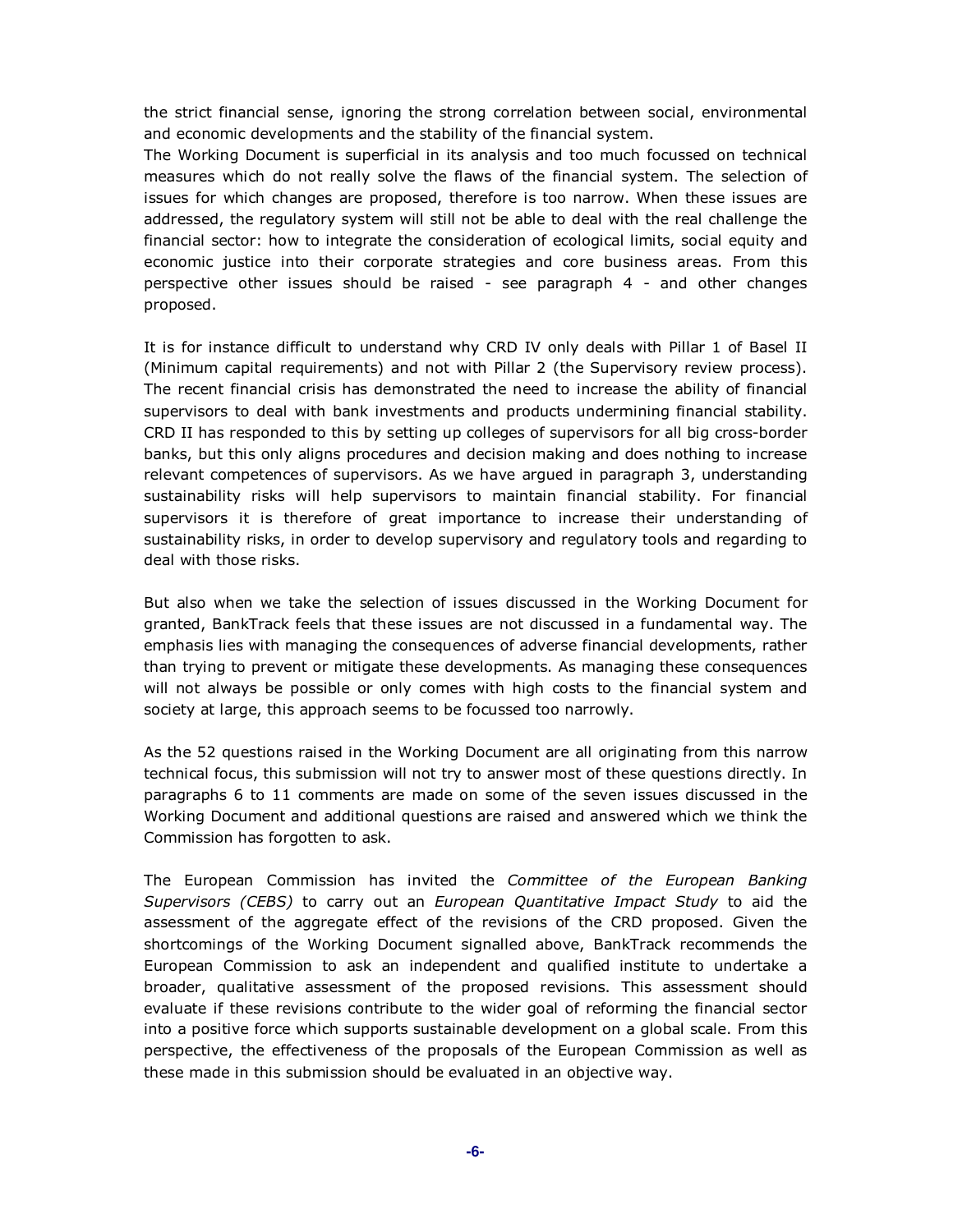the strict financial sense, ignoring the strong correlation between social, environmental and economic developments and the stability of the financial system.
The Working Document is superficial in its analysis and too much focussed on technical measures which do not really solve the flaws of the financial system. The selection of issues for which changes are proposed, therefore is too narrow. When these issues are addressed, the regulatory system will still not be able to deal with the real challenge the financial sector: how to integrate the consideration of ecological limits, social equity and economic justice into their corporate strategies and core business areas. From this perspective other issues should be raised - see paragraph 4 - and other changes proposed.

It is for instance difficult to understand why CRD IV only deals with Pillar 1 of Basel II (Minimum capital requirements) and not with Pillar 2 (the Supervisory review process). The recent financial crisis has demonstrated the need to increase the ability of financial supervisors to deal with bank investments and products undermining financial stability. CRD II has responded to this by setting up colleges of supervisors for all big cross-border banks, but this only aligns procedures and decision making and does nothing to increase relevant competences of supervisors. As we have argued in paragraph 3, understanding sustainability risks will help supervisors to maintain financial stability. For financial supervisors it is therefore of great importance to increase their understanding of sustainability risks, in order to develop supervisory and regulatory tools and regarding to deal with those risks.

But also when we take the selection of issues discussed in the Working Document for granted, BankTrack feels that these issues are not discussed in a fundamental way. The emphasis lies with managing the consequences of adverse financial developments, rather than trying to prevent or mitigate these developments. As managing these consequences will not always be possible or only comes with high costs to the financial system and society at large, this approach seems to be focussed too narrowly.

As the 52 questions raised in the Working Document are all originating from this narrow technical focus, this submission will not try to answer most of these questions directly. In paragraphs 6 to 11 comments are made on some of the seven issues discussed in the Working Document and additional questions are raised and answered which we think the Commission has forgotten to ask.

The European Commission has invited the *Committee of the European Banking Supervisors (CEBS)* to carry out an *European Quantitative Impact Study* to aid the assessment of the aggregate effect of the revisions of the CRD proposed. Given the shortcomings of the Working Document signalled above, BankTrack recommends the European Commission to ask an independent and qualified institute to undertake a broader, qualitative assessment of the proposed revisions. This assessment should evaluate if these revisions contribute to the wider goal of reforming the financial sector into a positive force which supports sustainable development on a global scale. From this perspective, the effectiveness of the proposals of the European Commission as well as these made in this submission should be evaluated in an objective way.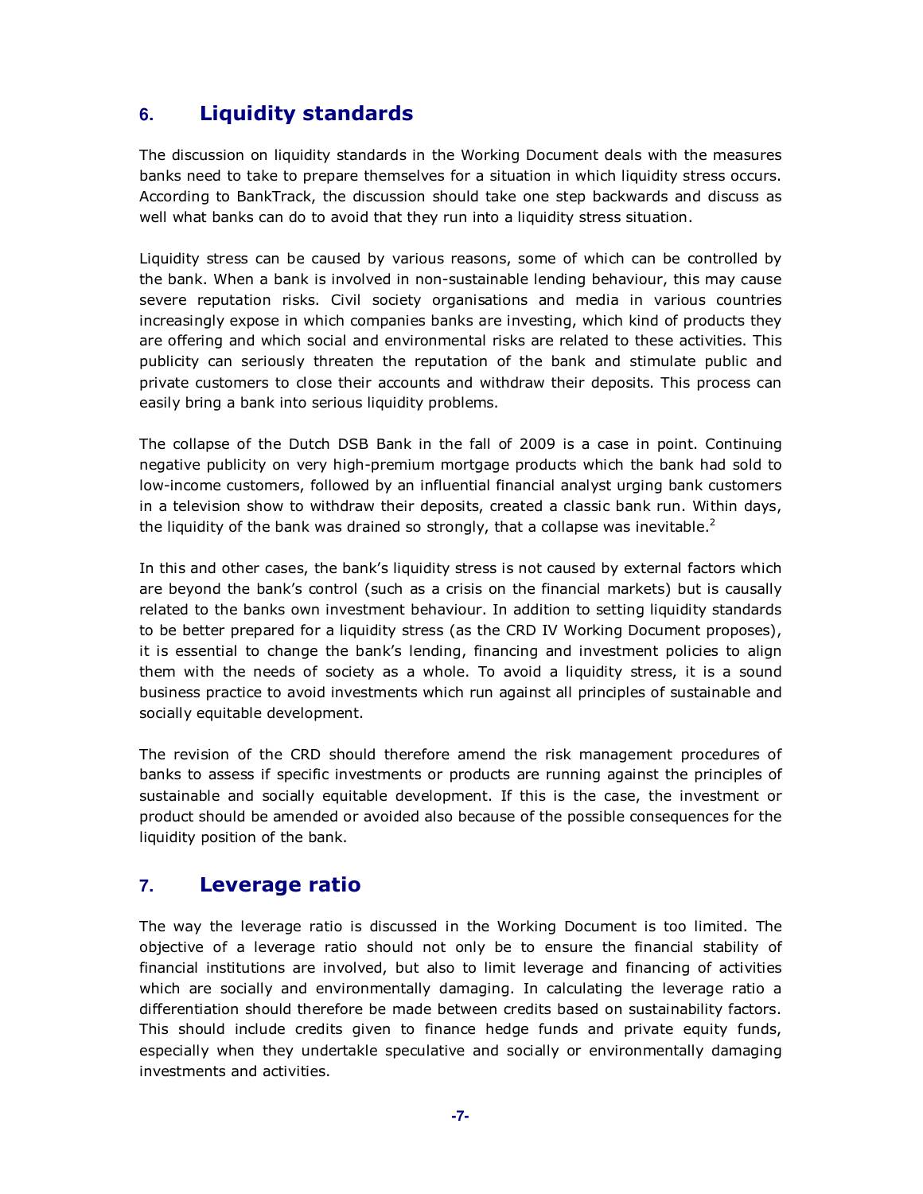## 6. Liquidity standards

The discussion on liquidity standards in the Working Document deals with the measures banks need to take to prepare themselves for a situation in which liquidity stress occurs. According to BankTrack, the discussion should take one step backwards and discuss as well what banks can do to avoid that they run into a liquidity stress situation.

Liquidity stress can be caused by various reasons, some of which can be controlled by the bank. When a bank is involved in non-sustainable lending behaviour, this may cause severe reputation risks. Civil society organisations and media in various countries increasingly expose in which companies banks are investing, which kind of products they are offering and which social and environmental risks are related to these activities. This publicity can seriously threaten the reputation of the bank and stimulate public and private customers to close their accounts and withdraw their deposits. This process can easily bring a bank into serious liquidity problems.

The collapse of the Dutch DSB Bank in the fall of 2009 is a case in point. Continuing negative publicity on very high-premium mortgage products which the bank had sold to low-income customers, followed by an influential financial analyst urging bank customers in a television show to withdraw their deposits, created a classic bank run. Within days, the liquidity of the bank was drained so strongly, that a collapse was inevitable.[2]

In this and other cases, the bank's liquidity stress is not caused by external factors which are beyond the bank's control (such as a crisis on the financial markets) but is causally related to the banks own investment behaviour. In addition to setting liquidity standards to be better prepared for a liquidity stress (as the CRD IV Working Document proposes), it is essential to change the bank's lending, financing and investment policies to align them with the needs of society as a whole. To avoid a liquidity stress, it is a sound business practice to avoid investments which run against all principles of sustainable and socially equitable development.

The revision of the CRD should therefore amend the risk management procedures of banks to assess if specific investments or products are running against the principles of sustainable and socially equitable development. If this is the case, the investment or product should be amended or avoided also because of the possible consequences for the liquidity position of the bank.

## 7. Leverage ratio

The way the leverage ratio is discussed in the Working Document is too limited. The objective of a leverage ratio should not only be to ensure the financial stability of financial institutions are involved, but also to limit leverage and financing of activities which are socially and environmentally damaging. In calculating the leverage ratio a differentiation should therefore be made between credits based on sustainability factors. This should include credits given to finance hedge funds and private equity funds, especially when they undertakle speculative and socially or environmentally damaging investments and activities.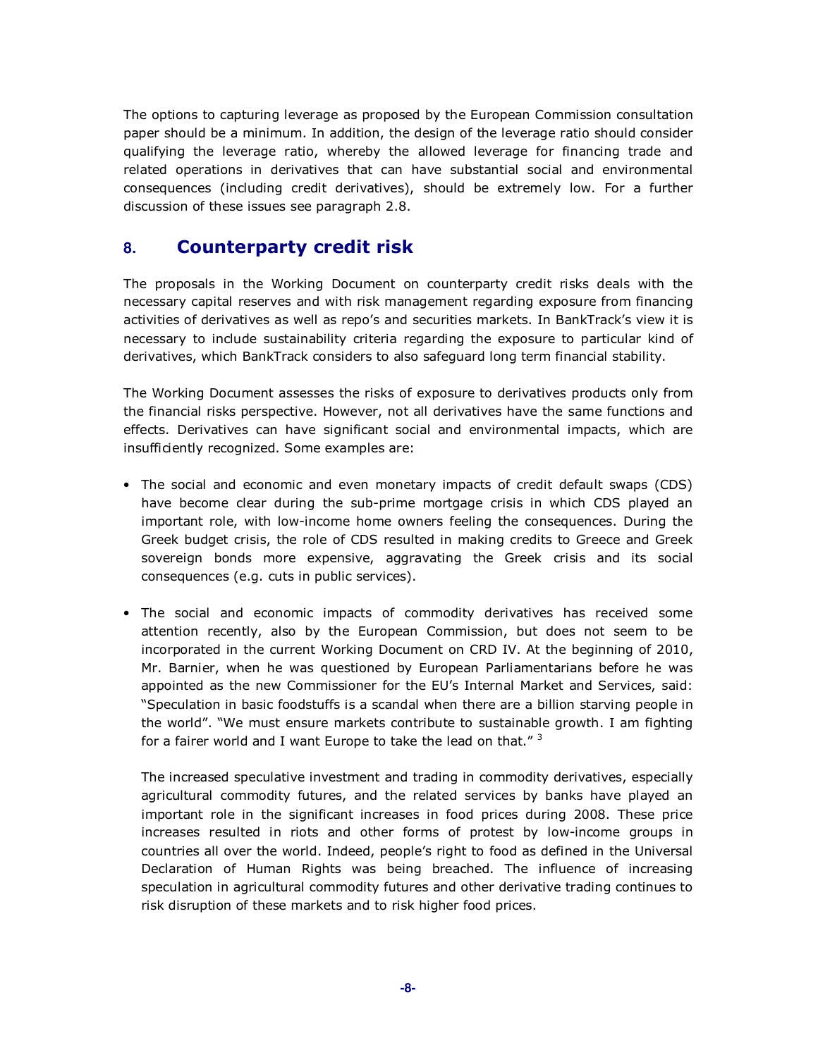The options to capturing leverage as proposed by the European Commission consultation paper should be a minimum. In addition, the design of the leverage ratio should consider qualifying the leverage ratio, whereby the allowed leverage for financing trade and related operations in derivatives that can have substantial social and environmental consequences (including credit derivatives), should be extremely low. For a further discussion of these issues see paragraph 2.8.

## 8. Counterparty credit risk

The proposals in the Working Document on counterparty credit risks deals with the necessary capital reserves and with risk management regarding exposure from financing activities of derivatives as well as repo's and securities markets. In BankTrack's view it is necessary to include sustainability criteria regarding the exposure to particular kind of derivatives, which BankTrack considers to also safeguard long term financial stability.

The Working Document assesses the risks of exposure to derivatives products only from the financial risks perspective. However, not all derivatives have the same functions and effects. Derivatives can have significant social and environmental impacts, which are insufficiently recognized. Some examples are:

- The social and economic and even monetary impacts of credit default swaps (CDS) have become clear during the sub-prime mortgage crisis in which CDS played an important role, with low-income home owners feeling the consequences. During the Greek budget crisis, the role of CDS resulted in making credits to Greece and Greek sovereign bonds more expensive, aggravating the Greek crisis and its social consequences (e.g. cuts in public services).

- The social and economic impacts of commodity derivatives has received some attention recently, also by the European Commission, but does not seem to be incorporated in the current Working Document on CRD IV. At the beginning of 2010, Mr. Barnier, when he was questioned by European Parliamentarians before he was appointed as the new Commissioner for the EU's Internal Market and Services, said: "Speculation in basic foodstuffs is a scandal when there are a billion starving people in the world". "We must ensure markets contribute to sustainable growth. I am fighting for a fairer world and I want Europe to take the lead on that." [3]

  The increased speculative investment and trading in commodity derivatives, especially agricultural commodity futures, and the related services by banks have played an important role in the significant increases in food prices during 2008. These price increases resulted in riots and other forms of protest by low-income groups in countries all over the world. Indeed, people's right to food as defined in the Universal Declaration of Human Rights was being breached. The influence of increasing speculation in agricultural commodity futures and other derivative trading continues to risk disruption of these markets and to risk higher food prices.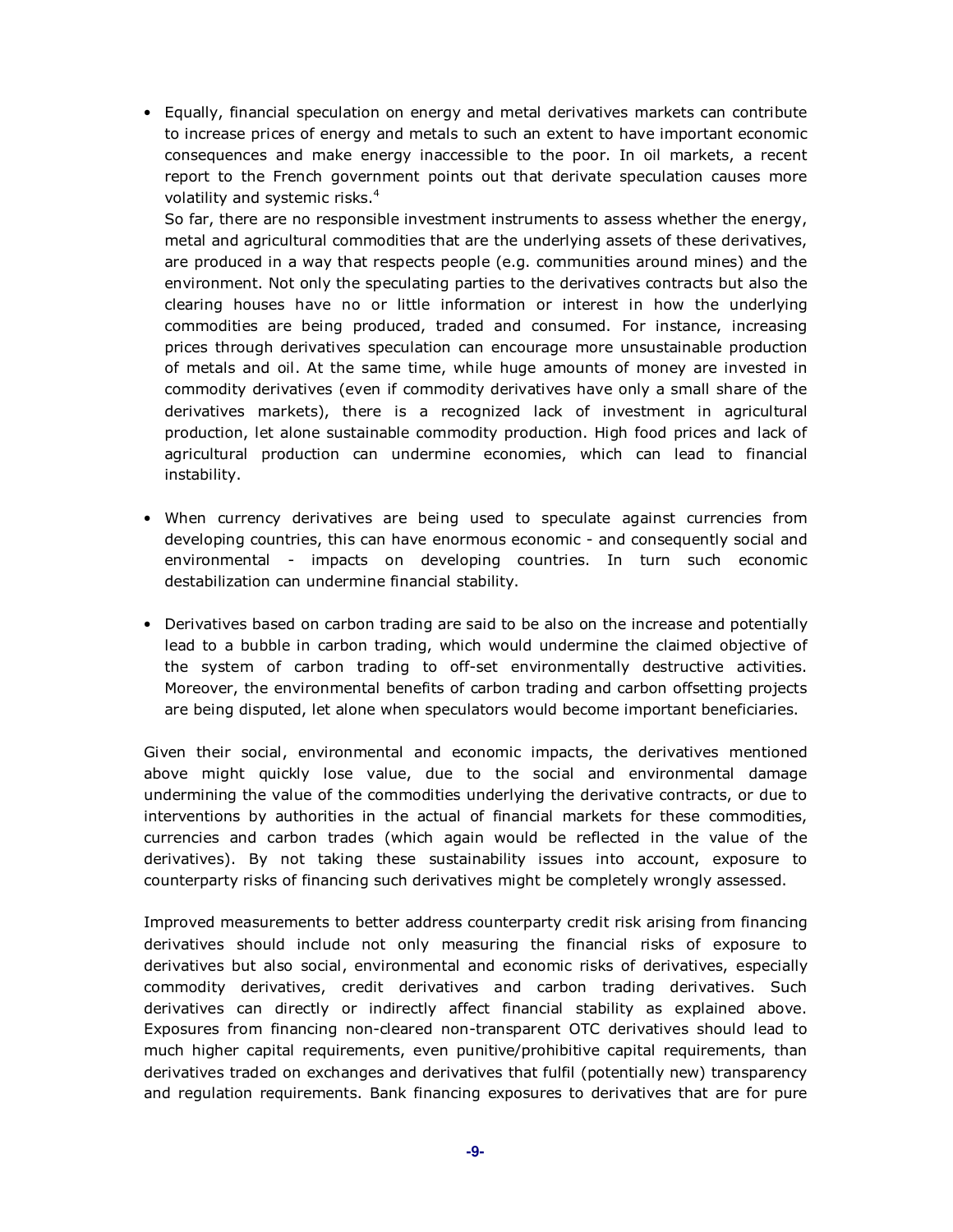- Equally, financial speculation on energy and metal derivatives markets can contribute to increase prices of energy and metals to such an extent to have important economic consequences and make energy inaccessible to the poor. In oil markets, a recent report to the French government points out that derivate speculation causes more volatility and systemic risks.[4]

  So far, there are no responsible investment instruments to assess whether the energy, metal and agricultural commodities that are the underlying assets of these derivatives, are produced in a way that respects people (e.g. communities around mines) and the environment. Not only the speculating parties to the derivatives contracts but also the clearing houses have no or little information or interest in how the underlying commodities are being produced, traded and consumed. For instance, increasing prices through derivatives speculation can encourage more unsustainable production of metals and oil. At the same time, while huge amounts of money are invested in commodity derivatives (even if commodity derivatives have only a small share of the derivatives markets), there is a recognized lack of investment in agricultural production, let alone sustainable commodity production. High food prices and lack of agricultural production can undermine economies, which can lead to financial instability.

- When currency derivatives are being used to speculate against currencies from developing countries, this can have enormous economic - and consequently social and environmental - impacts on developing countries. In turn such economic destabilization can undermine financial stability.

- Derivatives based on carbon trading are said to be also on the increase and potentially lead to a bubble in carbon trading, which would undermine the claimed objective of the system of carbon trading to off-set environmentally destructive activities. Moreover, the environmental benefits of carbon trading and carbon offsetting projects are being disputed, let alone when speculators would become important beneficiaries.

Given their social, environmental and economic impacts, the derivatives mentioned above might quickly lose value, due to the social and environmental damage undermining the value of the commodities underlying the derivative contracts, or due to interventions by authorities in the actual of financial markets for these commodities, currencies and carbon trades (which again would be reflected in the value of the derivatives). By not taking these sustainability issues into account, exposure to counterparty risks of financing such derivatives might be completely wrongly assessed.

Improved measurements to better address counterparty credit risk arising from financing derivatives should include not only measuring the financial risks of exposure to derivatives but also social, environmental and economic risks of derivatives, especially commodity derivatives, credit derivatives and carbon trading derivatives. Such derivatives can directly or indirectly affect financial stability as explained above. Exposures from financing non-cleared non-transparent OTC derivatives should lead to much higher capital requirements, even punitive/prohibitive capital requirements, than derivatives traded on exchanges and derivatives that fulfil (potentially new) transparency and regulation requirements. Bank financing exposures to derivatives that are for pure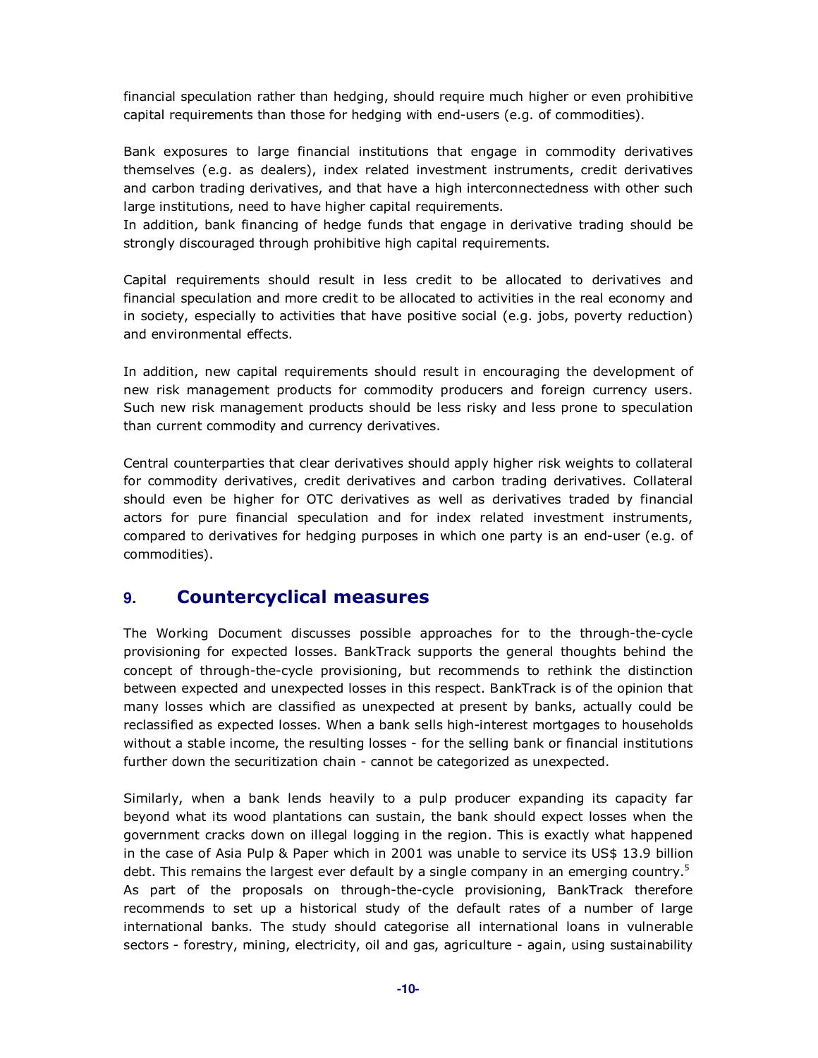financial speculation rather than hedging, should require much higher or even prohibitive capital requirements than those for hedging with end-users (e.g. of commodities).

Bank exposures to large financial institutions that engage in commodity derivatives themselves (e.g. as dealers), index related investment instruments, credit derivatives and carbon trading derivatives, and that have a high interconnectedness with other such large institutions, need to have higher capital requirements.
In addition, bank financing of hedge funds that engage in derivative trading should be strongly discouraged through prohibitive high capital requirements.

Capital requirements should result in less credit to be allocated to derivatives and financial speculation and more credit to be allocated to activities in the real economy and in society, especially to activities that have positive social (e.g. jobs, poverty reduction) and environmental effects.

In addition, new capital requirements should result in encouraging the development of new risk management products for commodity producers and foreign currency users. Such new risk management products should be less risky and less prone to speculation than current commodity and currency derivatives.

Central counterparties that clear derivatives should apply higher risk weights to collateral for commodity derivatives, credit derivatives and carbon trading derivatives. Collateral should even be higher for OTC derivatives as well as derivatives traded by financial actors for pure financial speculation and for index related investment instruments, compared to derivatives for hedging purposes in which one party is an end-user (e.g. of commodities).

## 9. Countercyclical measures

The Working Document discusses possible approaches for to the through-the-cycle provisioning for expected losses. BankTrack supports the general thoughts behind the concept of through-the-cycle provisioning, but recommends to rethink the distinction between expected and unexpected losses in this respect. BankTrack is of the opinion that many losses which are classified as unexpected at present by banks, actually could be reclassified as expected losses. When a bank sells high-interest mortgages to households without a stable income, the resulting losses - for the selling bank or financial institutions further down the securitization chain - cannot be categorized as unexpected.

Similarly, when a bank lends heavily to a pulp producer expanding its capacity far beyond what its wood plantations can sustain, the bank should expect losses when the government cracks down on illegal logging in the region. This is exactly what happened in the case of Asia Pulp & Paper which in 2001 was unable to service its US$ 13.9 billion debt. This remains the largest ever default by a single company in an emerging country.[5] As part of the proposals on through-the-cycle provisioning, BankTrack therefore recommends to set up a historical study of the default rates of a number of large international banks. The study should categorise all international loans in vulnerable sectors - forestry, mining, electricity, oil and gas, agriculture - again, using sustainability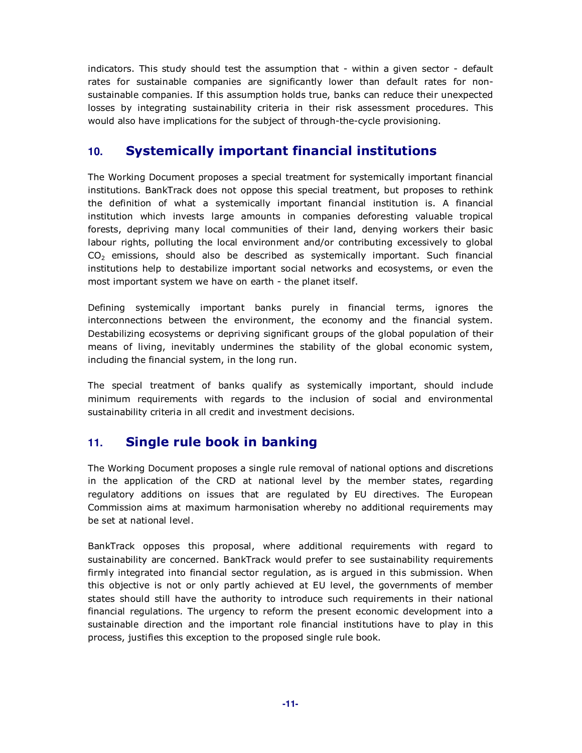indicators. This study should test the assumption that - within a given sector - default rates for sustainable companies are significantly lower than default rates for non-sustainable companies. If this assumption holds true, banks can reduce their unexpected losses by integrating sustainability criteria in their risk assessment procedures. This would also have implications for the subject of through-the-cycle provisioning.

## 10. Systemically important financial institutions

The Working Document proposes a special treatment for systemically important financial institutions. BankTrack does not oppose this special treatment, but proposes to rethink the definition of what a systemically important financial institution is. A financial institution which invests large amounts in companies deforesting valuable tropical forests, depriving many local communities of their land, denying workers their basic labour rights, polluting the local environment and/or contributing excessively to global $CO_2$ emissions, should also be described as systemically important. Such financial institutions help to destabilize important social networks and ecosystems, or even the most important system we have on earth - the planet itself.

Defining systemically important banks purely in financial terms, ignores the interconnections between the environment, the economy and the financial system. Destabilizing ecosystems or depriving significant groups of the global population of their means of living, inevitably undermines the stability of the global economic system, including the financial system, in the long run.

The special treatment of banks qualify as systemically important, should include minimum requirements with regards to the inclusion of social and environmental sustainability criteria in all credit and investment decisions.

## 11. Single rule book in banking

The Working Document proposes a single rule removal of national options and discretions in the application of the CRD at national level by the member states, regarding regulatory additions on issues that are regulated by EU directives. The European Commission aims at maximum harmonisation whereby no additional requirements may be set at national level.

BankTrack opposes this proposal, where additional requirements with regard to sustainability are concerned. BankTrack would prefer to see sustainability requirements firmly integrated into financial sector regulation, as is argued in this submission. When this objective is not or only partly achieved at EU level, the governments of member states should still have the authority to introduce such requirements in their national financial regulations. The urgency to reform the present economic development into a sustainable direction and the important role financial institutions have to play in this process, justifies this exception to the proposed single rule book.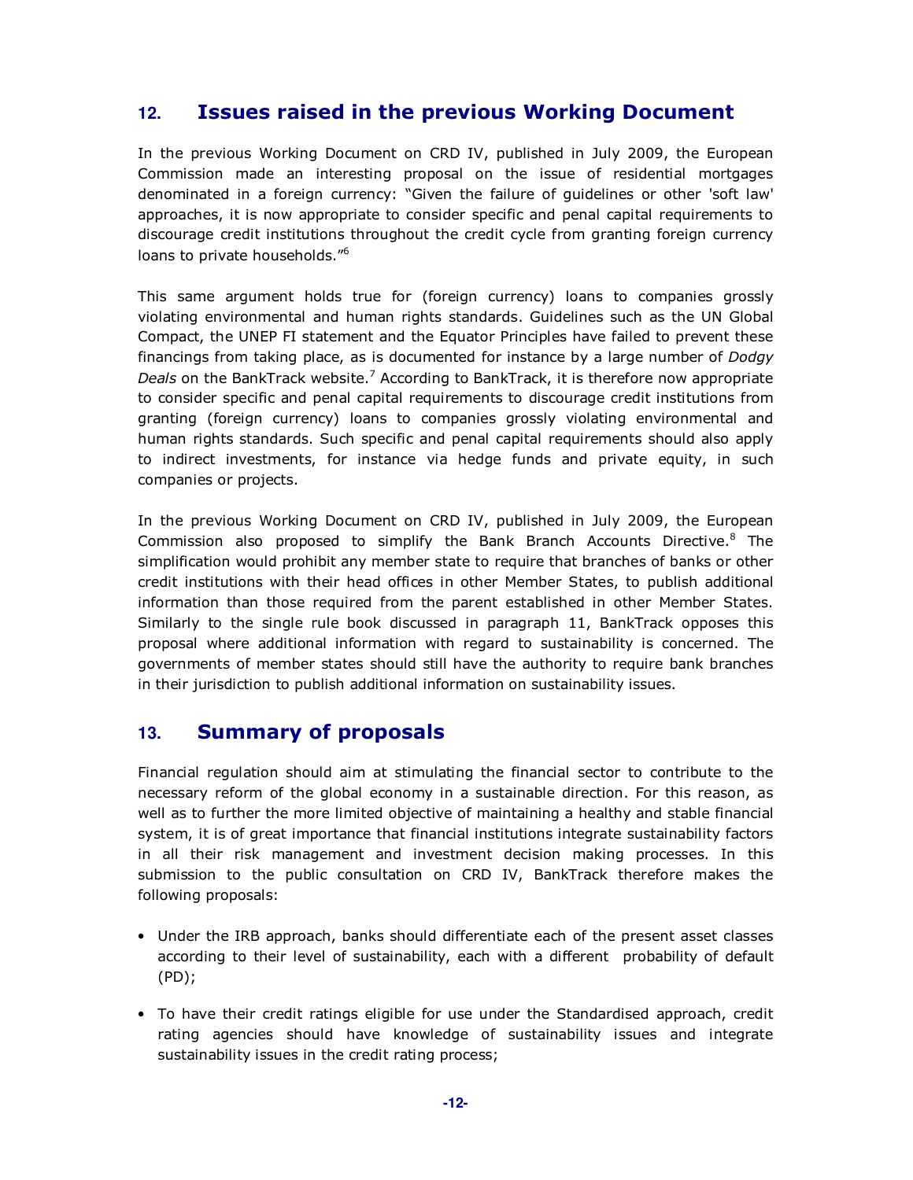## 12. Issues raised in the previous Working Document

In the previous Working Document on CRD IV, published in July 2009, the European Commission made an interesting proposal on the issue of residential mortgages denominated in a foreign currency: "Given the failure of guidelines or other 'soft law' approaches, it is now appropriate to consider specific and penal capital requirements to discourage credit institutions throughout the credit cycle from granting foreign currency loans to private households."[6]

This same argument holds true for (foreign currency) loans to companies grossly violating environmental and human rights standards. Guidelines such as the UN Global Compact, the UNEP FI statement and the Equator Principles have failed to prevent these financings from taking place, as is documented for instance by a large number of *Dodgy Deals* on the BankTrack website.[7] According to BankTrack, it is therefore now appropriate to consider specific and penal capital requirements to discourage credit institutions from granting (foreign currency) loans to companies grossly violating environmental and human rights standards. Such specific and penal capital requirements should also apply to indirect investments, for instance via hedge funds and private equity, in such companies or projects.

In the previous Working Document on CRD IV, published in July 2009, the European Commission also proposed to simplify the Bank Branch Accounts Directive.[8] The simplification would prohibit any member state to require that branches of banks or other credit institutions with their head offices in other Member States, to publish additional information than those required from the parent established in other Member States. Similarly to the single rule book discussed in paragraph 11, BankTrack opposes this proposal where additional information with regard to sustainability is concerned. The governments of member states should still have the authority to require bank branches in their jurisdiction to publish additional information on sustainability issues.

## 13. Summary of proposals

Financial regulation should aim at stimulating the financial sector to contribute to the necessary reform of the global economy in a sustainable direction. For this reason, as well as to further the more limited objective of maintaining a healthy and stable financial system, it is of great importance that financial institutions integrate sustainability factors in all their risk management and investment decision making processes. In this submission to the public consultation on CRD IV, BankTrack therefore makes the following proposals:

- Under the IRB approach, banks should differentiate each of the present asset classes according to their level of sustainability, each with a different probability of default (PD);
- To have their credit ratings eligible for use under the Standardised approach, credit rating agencies should have knowledge of sustainability issues and integrate sustainability issues in the credit rating process;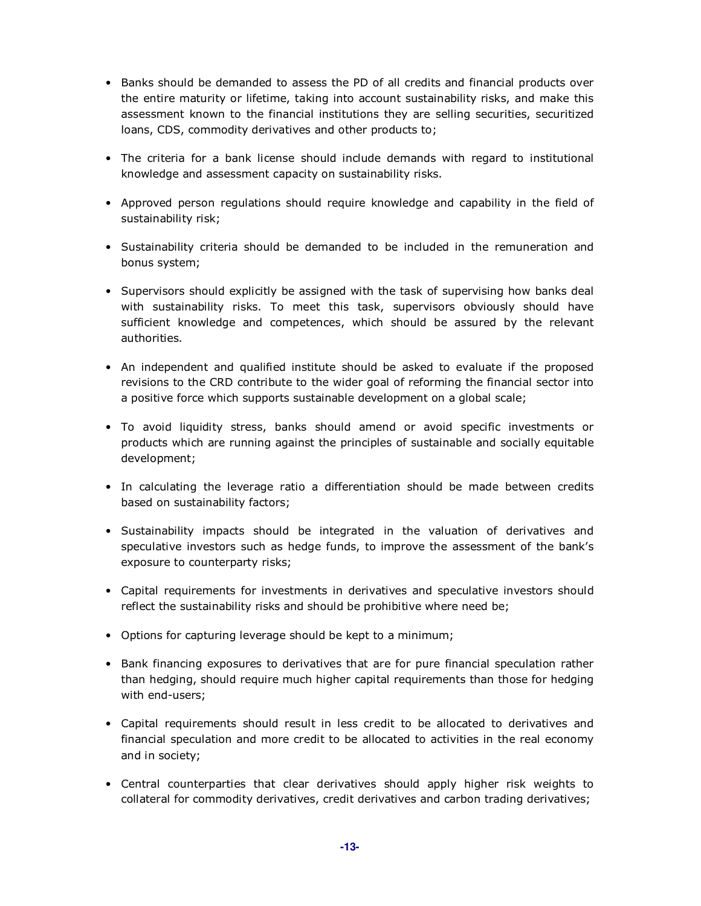- Banks should be demanded to assess the PD of all credits and financial products over the entire maturity or lifetime, taking into account sustainability risks, and make this assessment known to the financial institutions they are selling securities, securitized loans, CDS, commodity derivatives and other products to;

- The criteria for a bank license should include demands with regard to institutional knowledge and assessment capacity on sustainability risks.

- Approved person regulations should require knowledge and capability in the field of sustainability risk;

- Sustainability criteria should be demanded to be included in the remuneration and bonus system;

- Supervisors should explicitly be assigned with the task of supervising how banks deal with sustainability risks. To meet this task, supervisors obviously should have sufficient knowledge and competences, which should be assured by the relevant authorities.

- An independent and qualified institute should be asked to evaluate if the proposed revisions to the CRD contribute to the wider goal of reforming the financial sector into a positive force which supports sustainable development on a global scale;

- To avoid liquidity stress, banks should amend or avoid specific investments or products which are running against the principles of sustainable and socially equitable development;

- In calculating the leverage ratio a differentiation should be made between credits based on sustainability factors;

- Sustainability impacts should be integrated in the valuation of derivatives and speculative investors such as hedge funds, to improve the assessment of the bank's exposure to counterparty risks;

- Capital requirements for investments in derivatives and speculative investors should reflect the sustainability risks and should be prohibitive where need be;

- Options for capturing leverage should be kept to a minimum;

- Bank financing exposures to derivatives that are for pure financial speculation rather than hedging, should require much higher capital requirements than those for hedging with end-users;

- Capital requirements should result in less credit to be allocated to derivatives and financial speculation and more credit to be allocated to activities in the real economy and in society;

- Central counterparties that clear derivatives should apply higher risk weights to collateral for commodity derivatives, credit derivatives and carbon trading derivatives;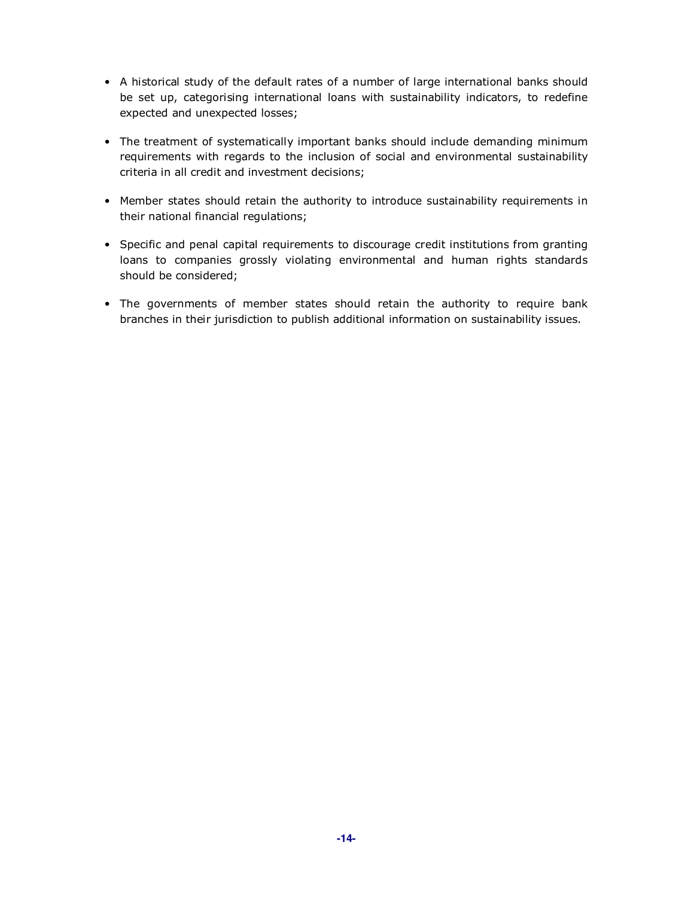- A historical study of the default rates of a number of large international banks should be set up, categorising international loans with sustainability indicators, to redefine expected and unexpected losses;

- The treatment of systematically important banks should include demanding minimum requirements with regards to the inclusion of social and environmental sustainability criteria in all credit and investment decisions;

- Member states should retain the authority to introduce sustainability requirements in their national financial regulations;

- Specific and penal capital requirements to discourage credit institutions from granting loans to companies grossly violating environmental and human rights standards should be considered;

- The governments of member states should retain the authority to require bank branches in their jurisdiction to publish additional information on sustainability issues.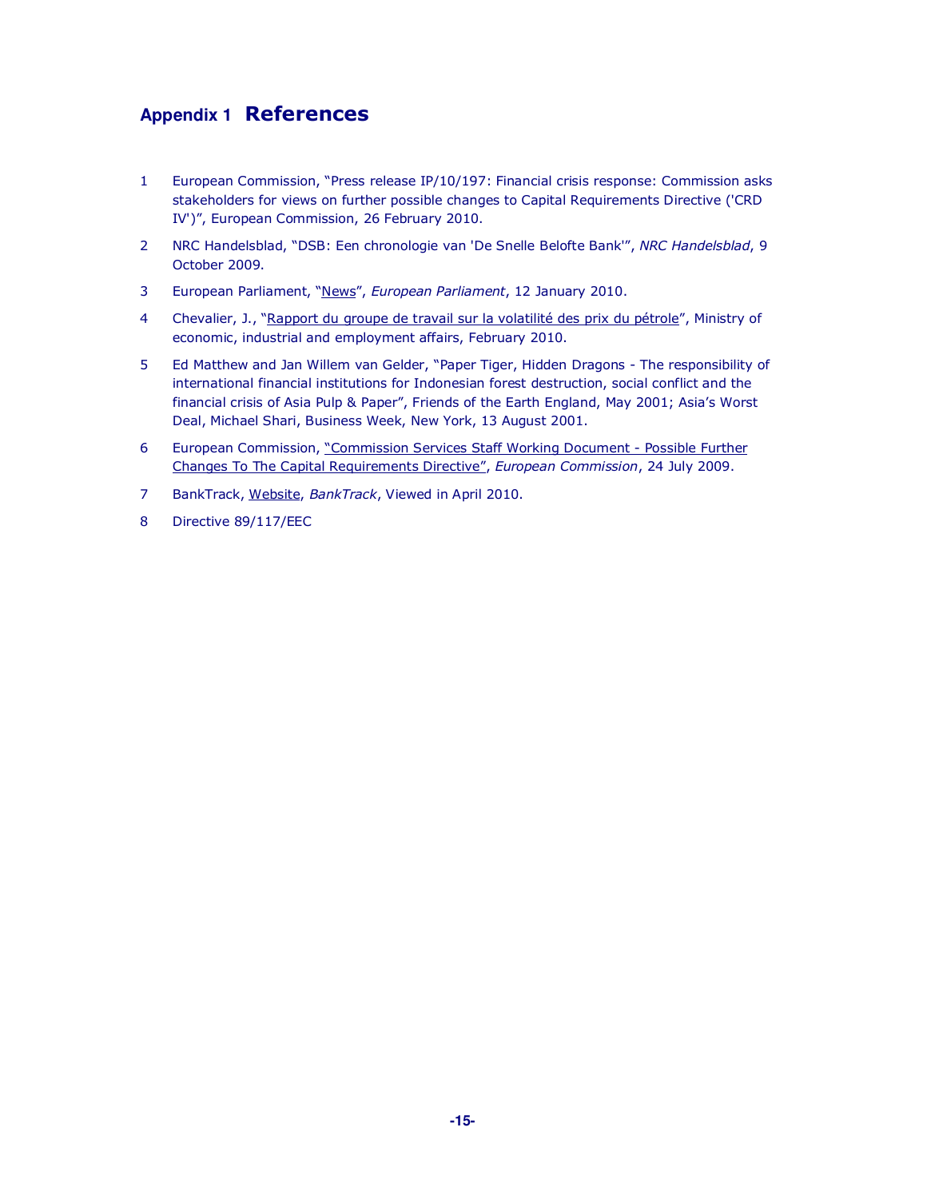# Appendix 1 References

1 European Commission, “Press release IP/10/197: Financial crisis response: Commission asks stakeholders for views on further possible changes to Capital Requirements Directive ('CRD IV')”, European Commission, 26 February 2010.

2 NRC Handelsblad, “DSB: Een chronologie van 'De Snelle Belofte Bank'”, *NRC Handelsblad*, 9 October 2009.

3 European Parliament, “News”, *European Parliament*, 12 January 2010.

4 Chevalier, J., “Rapport du groupe de travail sur la volatilité des prix du pétrole”, Ministry of economic, industrial and employment affairs, February 2010.

5 Ed Matthew and Jan Willem van Gelder, “Paper Tiger, Hidden Dragons - The responsibility of international financial institutions for Indonesian forest destruction, social conflict and the financial crisis of Asia Pulp & Paper”, Friends of the Earth England, May 2001; Asia’s Worst Deal, Michael Shari, Business Week, New York, 13 August 2001.

6 European Commission, “Commission Services Staff Working Document - Possible Further Changes To The Capital Requirements Directive”, *European Commission*, 24 July 2009.

7 BankTrack, Website, *BankTrack*, Viewed in April 2010.

8 Directive 89/117/EEC